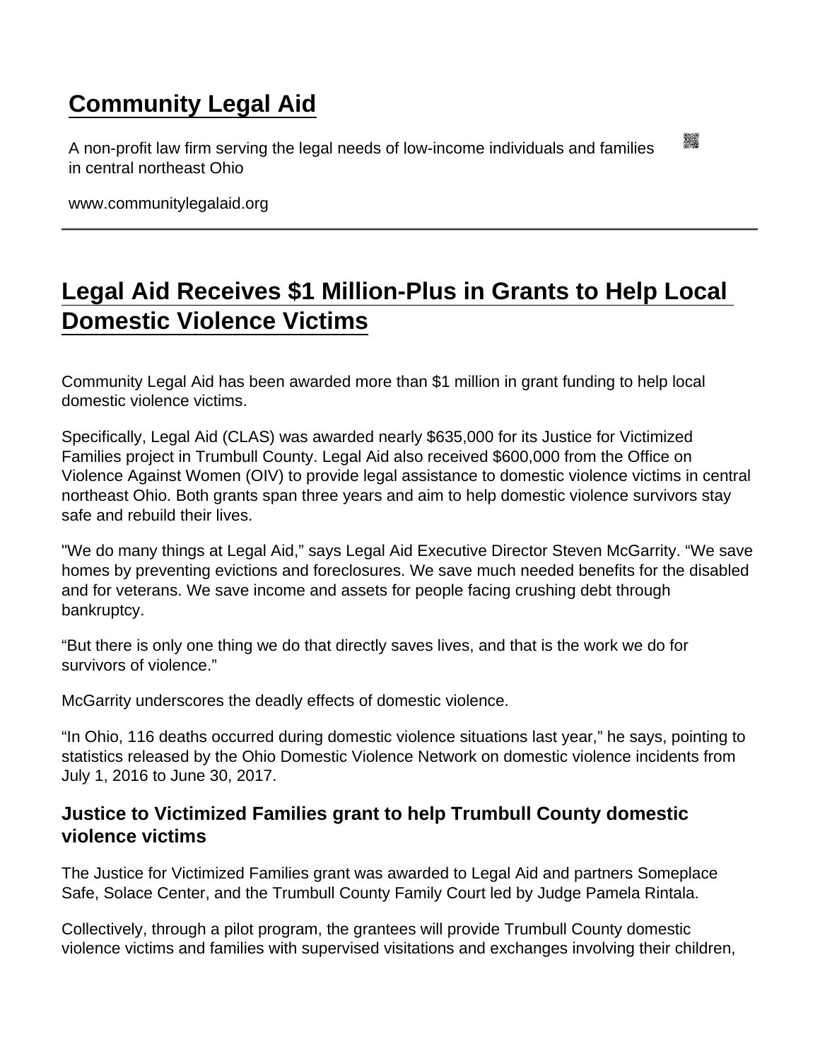# Community Legal Aid

A non-profit law firm serving the legal needs of low-income individuals and families in central northeast Ohio

www.communitylegalaid.org

---

## Legal Aid Receives $1 Million-Plus in Grants to Help Local Domestic Violence Victims

Community Legal Aid has been awarded more than $1 million in grant funding to help local domestic violence victims.

Specifically, Legal Aid (CLAS) was awarded nearly $635,000 for its Justice for Victimized Families project in Trumbull County. Legal Aid also received $600,000 from the Office on Violence Against Women (OIV) to provide legal assistance to domestic violence victims in central northeast Ohio. Both grants span three years and aim to help domestic violence survivors stay safe and rebuild their lives.

"We do many things at Legal Aid," says Legal Aid Executive Director Steven McGarrity. "We save homes by preventing evictions and foreclosures. We save much needed benefits for the disabled and for veterans. We save income and assets for people facing crushing debt through bankruptcy.

"But there is only one thing we do that directly saves lives, and that is the work we do for survivors of violence."

McGarrity underscores the deadly effects of domestic violence.

"In Ohio, 116 deaths occurred during domestic violence situations last year," he says, pointing to statistics released by the Ohio Domestic Violence Network on domestic violence incidents from July 1, 2016 to June 30, 2017.

### Justice to Victimized Families grant to help Trumbull County domestic violence victims

The Justice for Victimized Families grant was awarded to Legal Aid and partners Someplace Safe, Solace Center, and the Trumbull County Family Court led by Judge Pamela Rintala.

Collectively, through a pilot program, the grantees will provide Trumbull County domestic violence victims and families with supervised visitations and exchanges involving their children,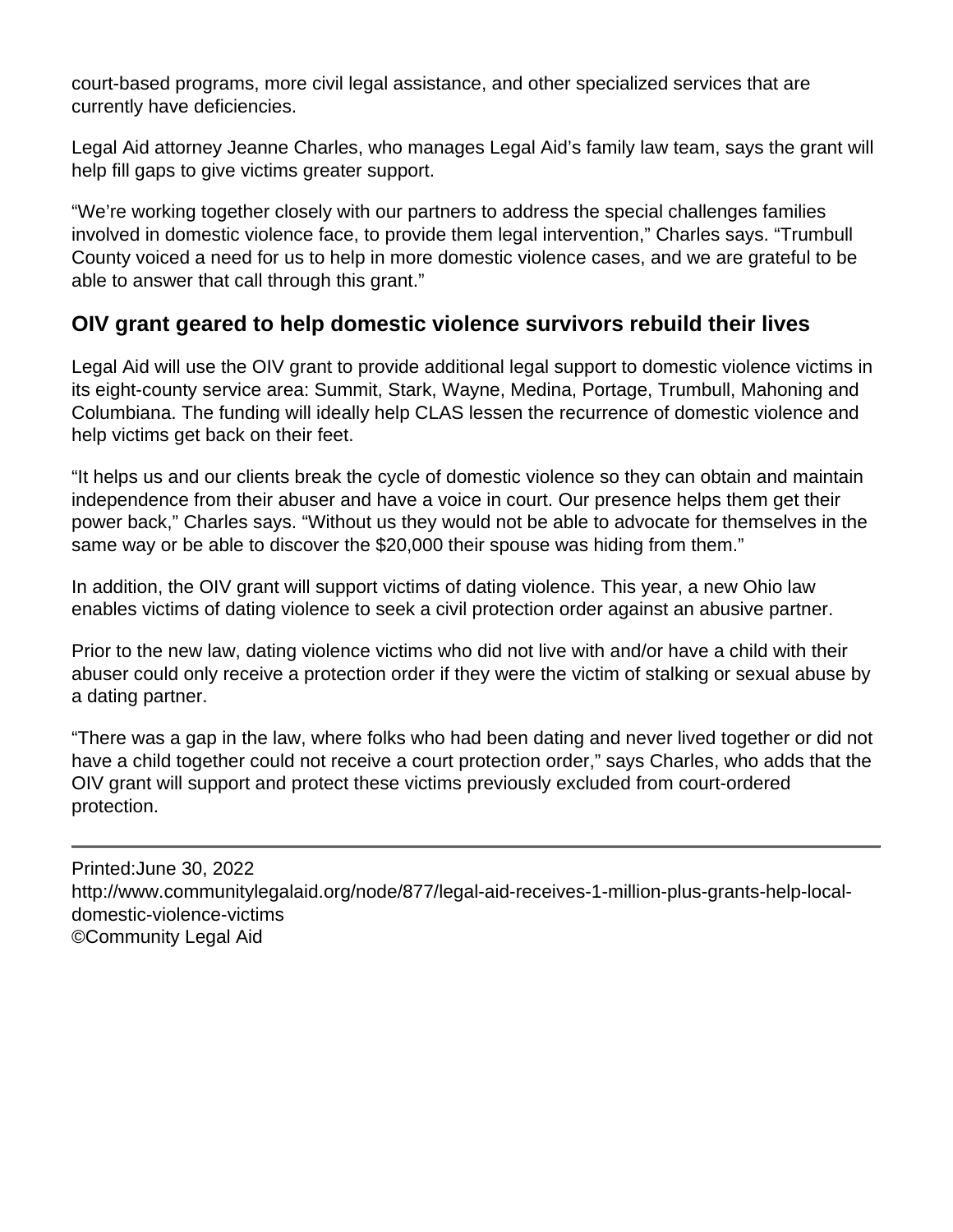court-based programs, more civil legal assistance, and other specialized services that are currently have deficiencies.

Legal Aid attorney Jeanne Charles, who manages Legal Aid's family law team, says the grant will help fill gaps to give victims greater support.

"We're working together closely with our partners to address the special challenges families involved in domestic violence face, to provide them legal intervention," Charles says. "Trumbull County voiced a need for us to help in more domestic violence cases, and we are grateful to be able to answer that call through this grant."

## OIV grant geared to help domestic violence survivors rebuild their lives

Legal Aid will use the OIV grant to provide additional legal support to domestic violence victims in its eight-county service area: Summit, Stark, Wayne, Medina, Portage, Trumbull, Mahoning and Columbiana. The funding will ideally help CLAS lessen the recurrence of domestic violence and help victims get back on their feet.

"It helps us and our clients break the cycle of domestic violence so they can obtain and maintain independence from their abuser and have a voice in court. Our presence helps them get their power back," Charles says. "Without us they would not be able to advocate for themselves in the same way or be able to discover the $20,000 their spouse was hiding from them."

In addition, the OIV grant will support victims of dating violence. This year, a new Ohio law enables victims of dating violence to seek a civil protection order against an abusive partner.

Prior to the new law, dating violence victims who did not live with and/or have a child with their abuser could only receive a protection order if they were the victim of stalking or sexual abuse by a dating partner.

"There was a gap in the law, where folks who had been dating and never lived together or did not have a child together could not receive a court protection order," says Charles, who adds that the OIV grant will support and protect these victims previously excluded from court-ordered protection.

---

Printed:June 30, 2022
http://www.communitylegalaid.org/node/877/legal-aid-receives-1-million-plus-grants-help-local-domestic-violence-victims
©Community Legal Aid